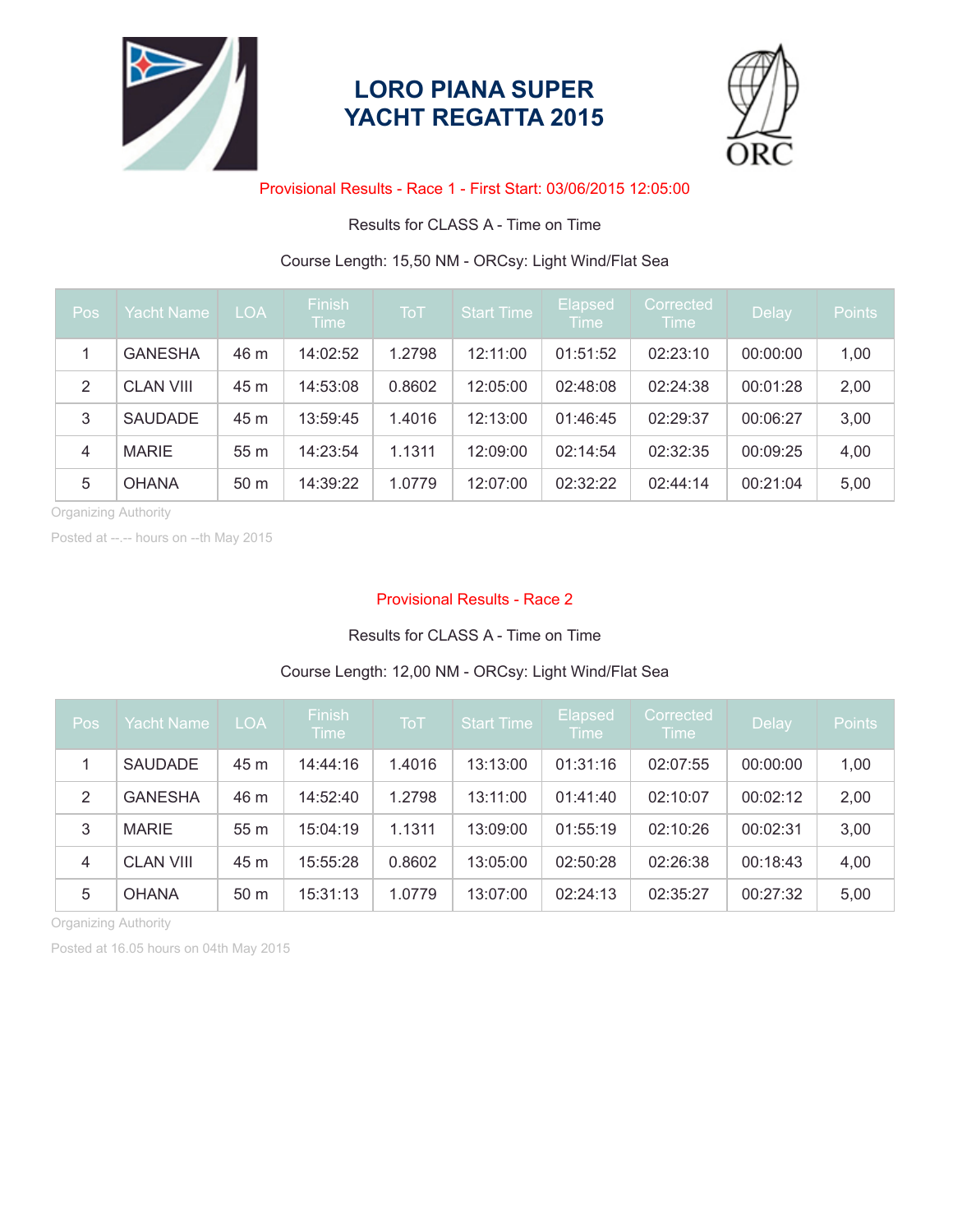# LORO PIANA SUPER YACHT REGATTA 2015

Provisional Results - Race 1 - First Start: 03/06/2015 12:05:00

Results for CLASS A - Time on Time

Course Length: 15,50 NM - ORCsy: Light Wind/Flat Sea

| Pos | Yacht Name | LOA | Finish Time | ToT | Start Time | Elapsed Time | Corrected Time | Delay | Points |
|---|---|---|---|---|---|---|---|---|---|
| 1 | GANESHA | 46 m | 14:02:52 | 1.2798 | 12:11:00 | 01:51:52 | 02:23:10 | 00:00:00 | 1,00 |
| 2 | CLAN VIII | 45 m | 14:53:08 | 0.8602 | 12:05:00 | 02:48:08 | 02:24:38 | 00:01:28 | 2,00 |
| 3 | SAUDADE | 45 m | 13:59:45 | 1.4016 | 12:13:00 | 01:46:45 | 02:29:37 | 00:06:27 | 3,00 |
| 4 | MARIE | 55 m | 14:23:54 | 1.1311 | 12:09:00 | 02:14:54 | 02:32:35 | 00:09:25 | 4,00 |
| 5 | OHANA | 50 m | 14:39:22 | 1.0779 | 12:07:00 | 02:32:22 | 02:44:14 | 00:21:04 | 5,00 |

Organizing Authority

Posted at --.-- hours on --th May 2015

Provisional Results - Race 2

Results for CLASS A - Time on Time

Course Length: 12,00 NM - ORCsy: Light Wind/Flat Sea

| Pos | Yacht Name | LOA | Finish Time | ToT | Start Time | Elapsed Time | Corrected Time | Delay | Points |
|---|---|---|---|---|---|---|---|---|---|
| 1 | SAUDADE | 45 m | 14:44:16 | 1.4016 | 13:13:00 | 01:31:16 | 02:07:55 | 00:00:00 | 1,00 |
| 2 | GANESHA | 46 m | 14:52:40 | 1.2798 | 13:11:00 | 01:41:40 | 02:10:07 | 00:02:12 | 2,00 |
| 3 | MARIE | 55 m | 15:04:19 | 1.1311 | 13:09:00 | 01:55:19 | 02:10:26 | 00:02:31 | 3,00 |
| 4 | CLAN VIII | 45 m | 15:55:28 | 0.8602 | 13:05:00 | 02:50:28 | 02:26:38 | 00:18:43 | 4,00 |
| 5 | OHANA | 50 m | 15:31:13 | 1.0779 | 13:07:00 | 02:24:13 | 02:35:27 | 00:27:32 | 5,00 |

Organizing Authority

Posted at 16.05 hours on 04th May 2015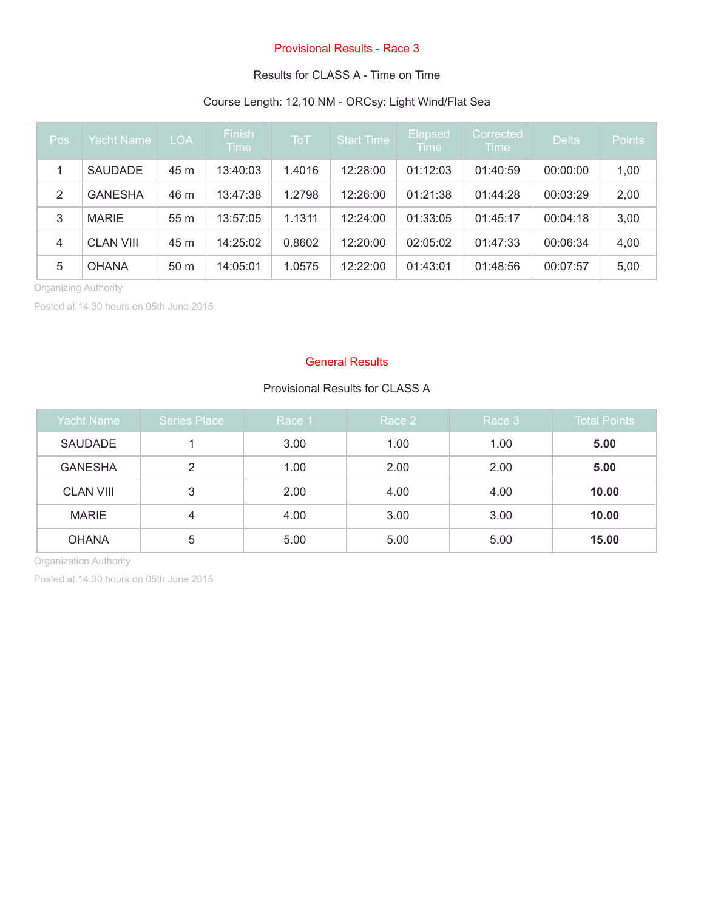## Provisional Results - Race 3

Results for CLASS A - Time on Time

Course Length: 12,10 NM - ORCsy: Light Wind/Flat Sea

| Pos | Yacht Name | LOA | Finish Time | ToT | Start Time | Elapsed Time | Corrected Time | Delta | Points |
|---|---|---|---|---|---|---|---|---|---|
| 1 | SAUDADE | 45 m | 13:40:03 | 1.4016 | 12:28:00 | 01:12:03 | 01:40:59 | 00:00:00 | 1,00 |
| 2 | GANESHA | 46 m | 13:47:38 | 1.2798 | 12:26:00 | 01:21:38 | 01:44:28 | 00:03:29 | 2,00 |
| 3 | MARIE | 55 m | 13:57:05 | 1.1311 | 12:24:00 | 01:33:05 | 01:45:17 | 00:04:18 | 3,00 |
| 4 | CLAN VIII | 45 m | 14:25:02 | 0.8602 | 12:20:00 | 02:05:02 | 01:47:33 | 00:06:34 | 4,00 |
| 5 | OHANA | 50 m | 14:05:01 | 1.0575 | 12:22:00 | 01:43:01 | 01:48:56 | 00:07:57 | 5,00 |

Organizing Authority

Posted at 14.30 hours on 05th June 2015

## General Results

Provisional Results for CLASS A

| Yacht Name | Series Place | Race 1 | Race 2 | Race 3 | Total Points |
|---|---|---|---|---|---|
| SAUDADE | 1 | 3.00 | 1.00 | 1.00 | **5.00** |
| GANESHA | 2 | 1.00 | 2.00 | 2.00 | **5.00** |
| CLAN VIII | 3 | 2.00 | 4.00 | 4.00 | **10.00** |
| MARIE | 4 | 4.00 | 3.00 | 3.00 | **10.00** |
| OHANA | 5 | 5.00 | 5.00 | 5.00 | **15.00** |

Organization Authority

Posted at 14.30 hours on 05th June 2015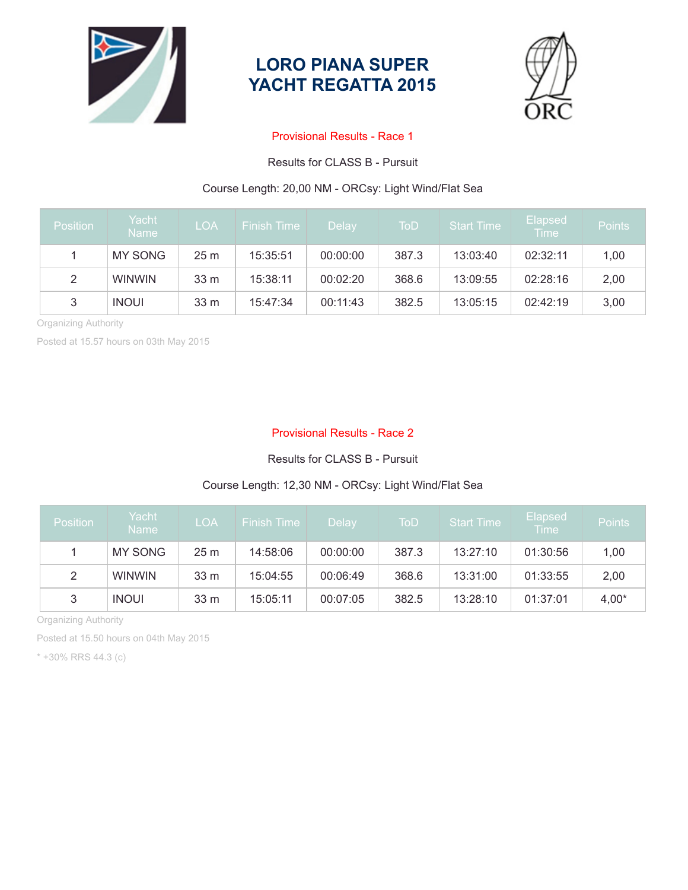# LORO PIANA SUPER YACHT REGATTA 2015

## Provisional Results - Race 1

Results for CLASS B - Pursuit

Course Length: 20,00 NM - ORCsy: Light Wind/Flat Sea

| Position | Yacht Name | LOA | Finish Time | Delay | ToD | Start Time | Elapsed Time | Points |
|---|---|---|---|---|---|---|---|---|
| 1 | MY SONG | 25 m | 15:35:51 | 00:00:00 | 387.3 | 13:03:40 | 02:32:11 | 1,00 |
| 2 | WINWIN | 33 m | 15:38:11 | 00:02:20 | 368.6 | 13:09:55 | 02:28:16 | 2,00 |
| 3 | INOUI | 33 m | 15:47:34 | 00:11:43 | 382.5 | 13:05:15 | 02:42:19 | 3,00 |

Organizing Authority

Posted at 15.57 hours on 03th May 2015

## Provisional Results - Race 2

Results for CLASS B - Pursuit

Course Length: 12,30 NM - ORCsy: Light Wind/Flat Sea

| Position | Yacht Name | LOA | Finish Time | Delay | ToD | Start Time | Elapsed Time | Points |
|---|---|---|---|---|---|---|---|---|
| 1 | MY SONG | 25 m | 14:58:06 | 00:00:00 | 387.3 | 13:27:10 | 01:30:56 | 1,00 |
| 2 | WINWIN | 33 m | 15:04:55 | 00:06:49 | 368.6 | 13:31:00 | 01:33:55 | 2,00 |
| 3 | INOUI | 33 m | 15:05:11 | 00:07:05 | 382.5 | 13:28:10 | 01:37:01 | 4,00* |

Organizing Authority

Posted at 15.50 hours on 04th May 2015

* +30% RRS 44.3 (c)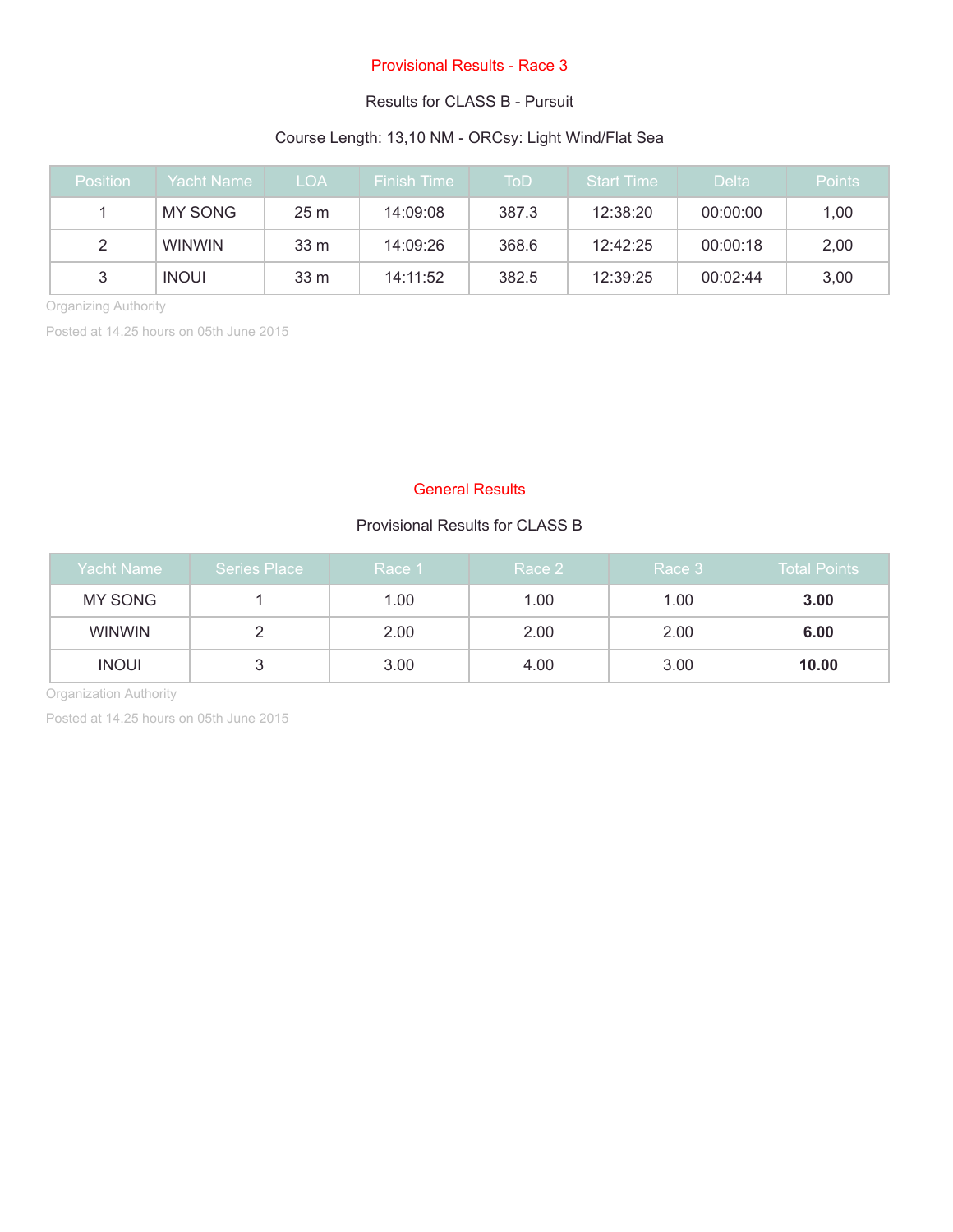## Provisional Results - Race 3

Results for CLASS B - Pursuit

Course Length: 13,10 NM - ORCsy: Light Wind/Flat Sea

| Position | Yacht Name | LOA | Finish Time | ToD | Start Time | Delta | Points |
|---|---|---|---|---|---|---|---|
| 1 | MY SONG | 25 m | 14:09:08 | 387.3 | 12:38:20 | 00:00:00 | 1,00 |
| 2 | WINWIN | 33 m | 14:09:26 | 368.6 | 12:42:25 | 00:00:18 | 2,00 |
| 3 | INOUI | 33 m | 14:11:52 | 382.5 | 12:39:25 | 00:02:44 | 3,00 |

Organizing Authority

Posted at 14.25 hours on 05th June 2015

## General Results

Provisional Results for CLASS B

| Yacht Name | Series Place | Race 1 | Race 2 | Race 3 | Total Points |
|---|---|---|---|---|---|
| MY SONG | 1 | 1.00 | 1.00 | 1.00 | **3.00** |
| WINWIN | 2 | 2.00 | 2.00 | 2.00 | **6.00** |
| INOUI | 3 | 3.00 | 4.00 | 3.00 | **10.00** |

Organization Authority

Posted at 14.25 hours on 05th June 2015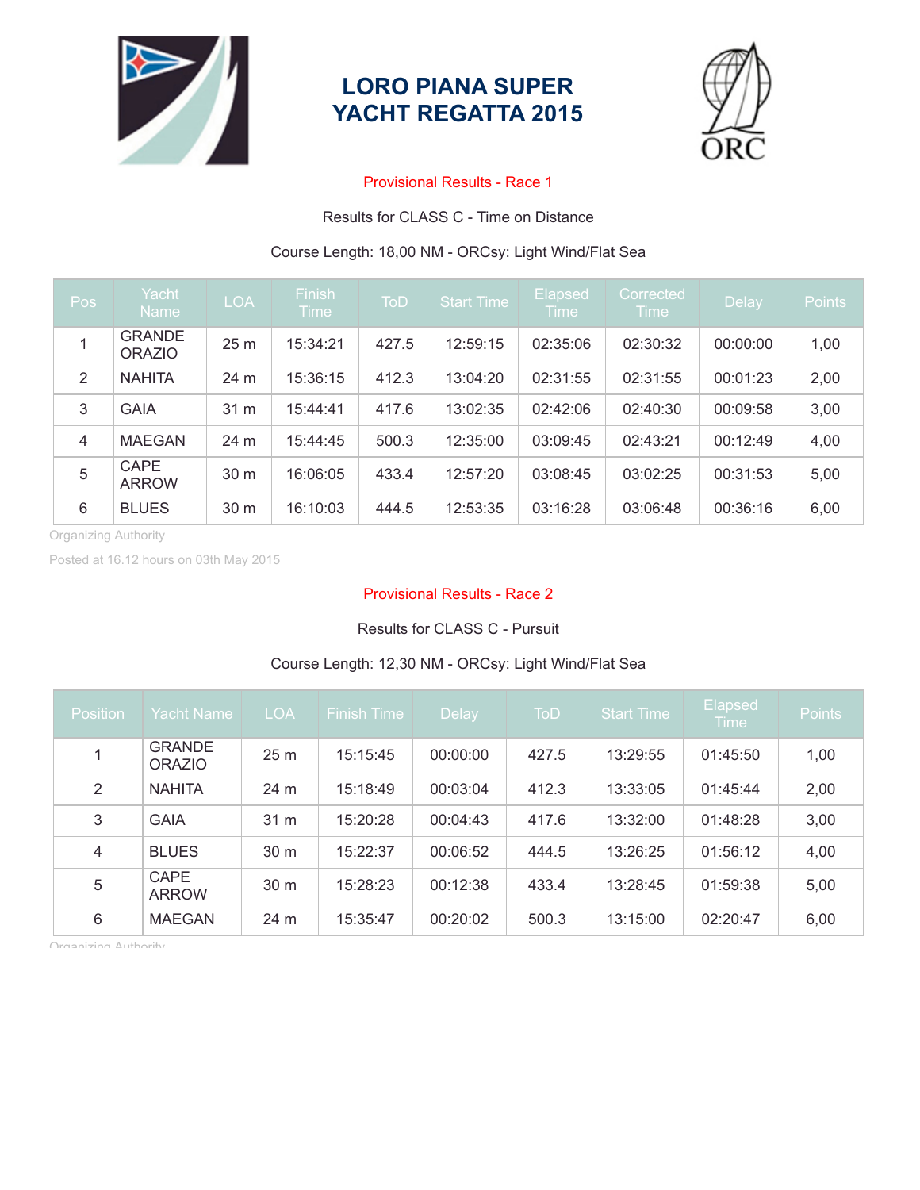# LORO PIANA SUPER YACHT REGATTA 2015

Provisional Results - Race 1

Results for CLASS C - Time on Distance

Course Length: 18,00 NM - ORCsy: Light Wind/Flat Sea

| Pos | Yacht Name | LOA | Finish Time | ToD | Start Time | Elapsed Time | Corrected Time | Delay | Points |
|---|---|---|---|---|---|---|---|---|---|
| 1 | GRANDE ORAZIO | 25 m | 15:34:21 | 427.5 | 12:59:15 | 02:35:06 | 02:30:32 | 00:00:00 | 1,00 |
| 2 | NAHITA | 24 m | 15:36:15 | 412.3 | 13:04:20 | 02:31:55 | 02:31:55 | 00:01:23 | 2,00 |
| 3 | GAIA | 31 m | 15:44:41 | 417.6 | 13:02:35 | 02:42:06 | 02:40:30 | 00:09:58 | 3,00 |
| 4 | MAEGAN | 24 m | 15:44:45 | 500.3 | 12:35:00 | 03:09:45 | 02:43:21 | 00:12:49 | 4,00 |
| 5 | CAPE ARROW | 30 m | 16:06:05 | 433.4 | 12:57:20 | 03:08:45 | 03:02:25 | 00:31:53 | 5,00 |
| 6 | BLUES | 30 m | 16:10:03 | 444.5 | 12:53:35 | 03:16:28 | 03:06:48 | 00:36:16 | 6,00 |

Organizing Authority

Posted at 16.12 hours on 03th May 2015

Provisional Results - Race 2

Results for CLASS C - Pursuit

Course Length: 12,30 NM - ORCsy: Light Wind/Flat Sea

| Position | Yacht Name | LOA | Finish Time | Delay | ToD | Start Time | Elapsed Time | Points |
|---|---|---|---|---|---|---|---|---|
| 1 | GRANDE ORAZIO | 25 m | 15:15:45 | 00:00:00 | 427.5 | 13:29:55 | 01:45:50 | 1,00 |
| 2 | NAHITA | 24 m | 15:18:49 | 00:03:04 | 412.3 | 13:33:05 | 01:45:44 | 2,00 |
| 3 | GAIA | 31 m | 15:20:28 | 00:04:43 | 417.6 | 13:32:00 | 01:48:28 | 3,00 |
| 4 | BLUES | 30 m | 15:22:37 | 00:06:52 | 444.5 | 13:26:25 | 01:56:12 | 4,00 |
| 5 | CAPE ARROW | 30 m | 15:28:23 | 00:12:38 | 433.4 | 13:28:45 | 01:59:38 | 5,00 |
| 6 | MAEGAN | 24 m | 15:35:47 | 00:20:02 | 500.3 | 13:15:00 | 02:20:47 | 6,00 |

Organizing Authority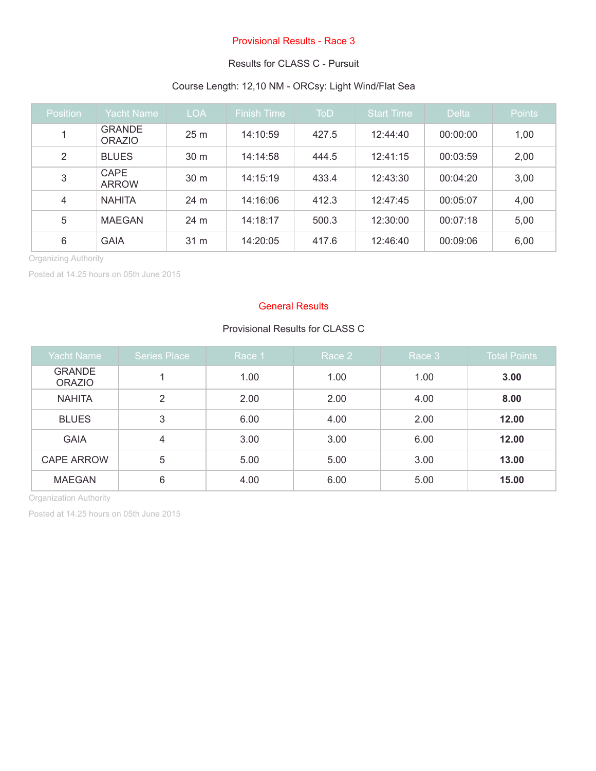## Provisional Results - Race 3

Results for CLASS C - Pursuit

Course Length: 12,10 NM - ORCsy: Light Wind/Flat Sea

| Position | Yacht Name | LOA | Finish Time | ToD | Start Time | Delta | Points |
|---|---|---|---|---|---|---|---|
| 1 | GRANDE ORAZIO | 25 m | 14:10:59 | 427.5 | 12:44:40 | 00:00:00 | 1,00 |
| 2 | BLUES | 30 m | 14:14:58 | 444.5 | 12:41:15 | 00:03:59 | 2,00 |
| 3 | CAPE ARROW | 30 m | 14:15:19 | 433.4 | 12:43:30 | 00:04:20 | 3,00 |
| 4 | NAHITA | 24 m | 14:16:06 | 412.3 | 12:47:45 | 00:05:07 | 4,00 |
| 5 | MAEGAN | 24 m | 14:18:17 | 500.3 | 12:30:00 | 00:07:18 | 5,00 |
| 6 | GAIA | 31 m | 14:20:05 | 417.6 | 12:46:40 | 00:09:06 | 6,00 |

Organizing Authority

Posted at 14.25 hours on 05th June 2015

## General Results

Provisional Results for CLASS C

| Yacht Name | Series Place | Race 1 | Race 2 | Race 3 | Total Points |
|---|---|---|---|---|---|
| GRANDE ORAZIO | 1 | 1.00 | 1.00 | 1.00 | **3.00** |
| NAHITA | 2 | 2.00 | 2.00 | 4.00 | **8.00** |
| BLUES | 3 | 6.00 | 4.00 | 2.00 | **12.00** |
| GAIA | 4 | 3.00 | 3.00 | 6.00 | **12.00** |
| CAPE ARROW | 5 | 5.00 | 5.00 | 3.00 | **13.00** |
| MAEGAN | 6 | 4.00 | 6.00 | 5.00 | **15.00** |

Organization Authority

Posted at 14.25 hours on 05th June 2015